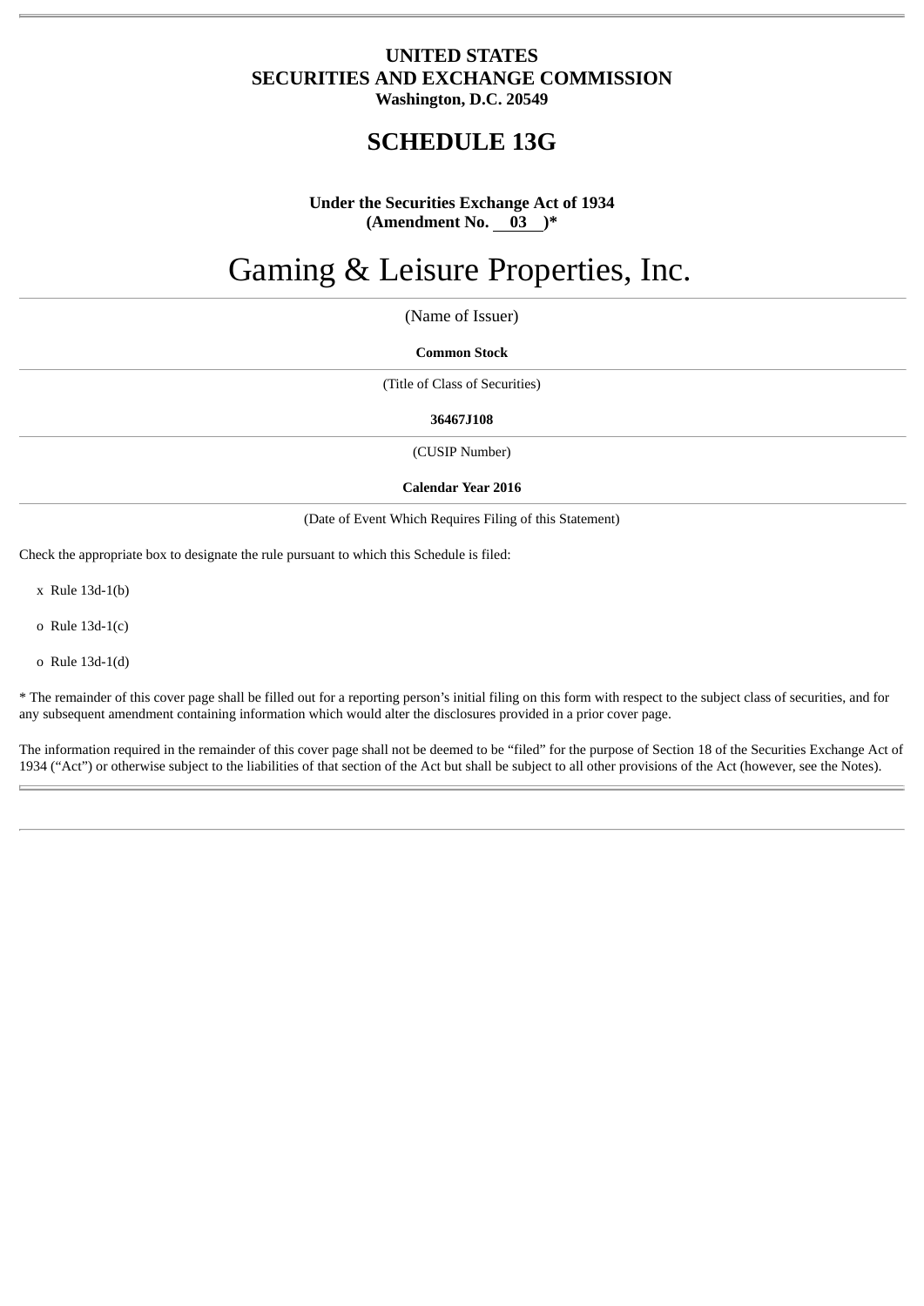**UNITED STATES**
**SECURITIES AND EXCHANGE COMMISSION**
**Washington, D.C. 20549**

# SCHEDULE 13G

**Under the Securities Exchange Act of 1934**
**(Amendment No. 03 )***

# Gaming & Leisure Properties, Inc.

(Name of Issuer)

**Common Stock**

(Title of Class of Securities)

**36467J108**

(CUSIP Number)

**Calendar Year 2016**

(Date of Event Which Requires Filing of this Statement)

Check the appropriate box to designate the rule pursuant to which this Schedule is filed:

x Rule 13d-1(b)

o Rule 13d-1(c)

o Rule 13d-1(d)

* The remainder of this cover page shall be filled out for a reporting person's initial filing on this form with respect to the subject class of securities, and for any subsequent amendment containing information which would alter the disclosures provided in a prior cover page.

The information required in the remainder of this cover page shall not be deemed to be "filed" for the purpose of Section 18 of the Securities Exchange Act of 1934 ("Act") or otherwise subject to the liabilities of that section of the Act but shall be subject to all other provisions of the Act (however, see the Notes).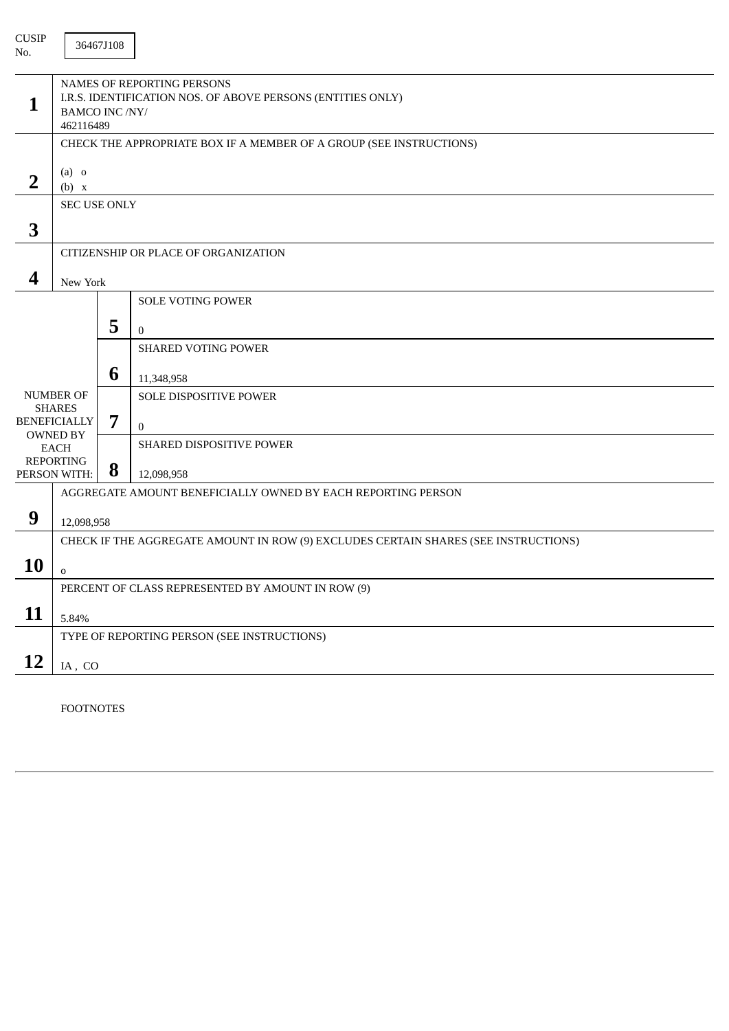CUSIP No. 36467J108

| | | | |
|---|---|---|---|
| **1** | NAMES OF REPORTING PERSONS<br>I.R.S. IDENTIFICATION NOS. OF ABOVE PERSONS (ENTITIES ONLY)<br>BAMCO INC /NY/<br>462116489 | | |
| **2** | CHECK THE APPROPRIATE BOX IF A MEMBER OF A GROUP (SEE INSTRUCTIONS)<br>(a) o<br>(b) x | | |
| **3** | SEC USE ONLY | | |
| **4** | CITIZENSHIP OR PLACE OF ORGANIZATION<br>New York | | |
| NUMBER OF SHARES BENEFICIALLY OWNED BY EACH REPORTING PERSON WITH: | **5** | SOLE VOTING POWER<br>0 | |
| | **6** | SHARED VOTING POWER<br>11,348,958 | |
| | **7** | SOLE DISPOSITIVE POWER<br>0 | |
| | **8** | SHARED DISPOSITIVE POWER<br>12,098,958 | |
| **9** | AGGREGATE AMOUNT BENEFICIALLY OWNED BY EACH REPORTING PERSON<br>12,098,958 | | |
| **10** | CHECK IF THE AGGREGATE AMOUNT IN ROW (9) EXCLUDES CERTAIN SHARES (SEE INSTRUCTIONS)<br>o | | |
| **11** | PERCENT OF CLASS REPRESENTED BY AMOUNT IN ROW (9)<br>5.84% | | |
| **12** | TYPE OF REPORTING PERSON (SEE INSTRUCTIONS)<br>IA , CO | | |

FOOTNOTES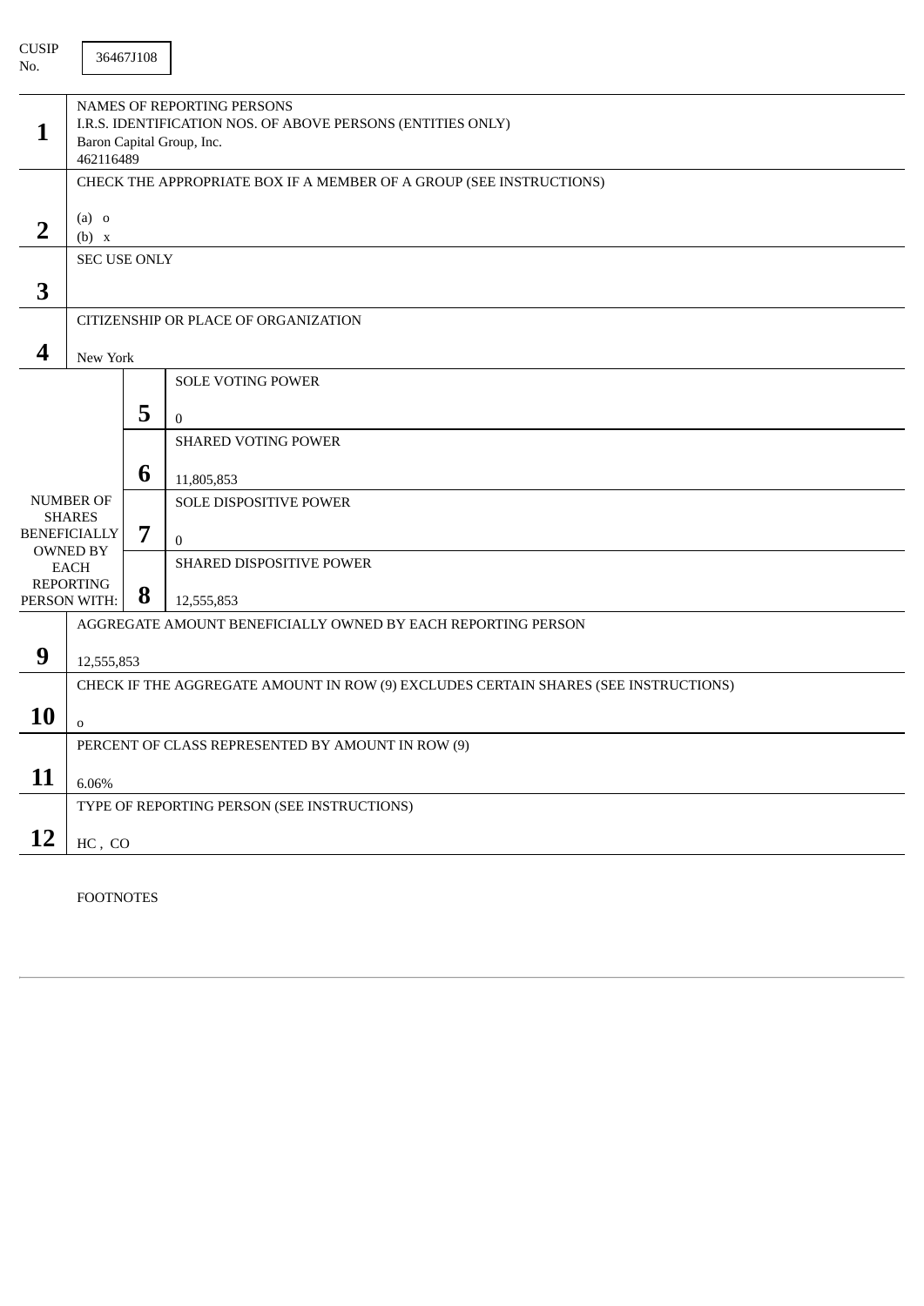CUSIP No. 36467J108

| | | |
|---|---|---|
| **1** | NAMES OF REPORTING PERSONS<br>I.R.S. IDENTIFICATION NOS. OF ABOVE PERSONS (ENTITIES ONLY)<br>Baron Capital Group, Inc.<br>462116489 | |
| **2** | CHECK THE APPROPRIATE BOX IF A MEMBER OF A GROUP (SEE INSTRUCTIONS)<br>(a) o<br>(b) x | |
| **3** | SEC USE ONLY | |
| **4** | CITIZENSHIP OR PLACE OF ORGANIZATION<br>New York | |
| NUMBER OF SHARES BENEFICIALLY OWNED BY EACH REPORTING PERSON WITH: | **5** | SOLE VOTING POWER<br>0 |
| | **6** | SHARED VOTING POWER<br>11,805,853 |
| | **7** | SOLE DISPOSITIVE POWER<br>0 |
| | **8** | SHARED DISPOSITIVE POWER<br>12,555,853 |
| **9** | AGGREGATE AMOUNT BENEFICIALLY OWNED BY EACH REPORTING PERSON<br>12,555,853 | |
| **10** | CHECK IF THE AGGREGATE AMOUNT IN ROW (9) EXCLUDES CERTAIN SHARES (SEE INSTRUCTIONS)<br>o | |
| **11** | PERCENT OF CLASS REPRESENTED BY AMOUNT IN ROW (9)<br>6.06% | |
| **12** | TYPE OF REPORTING PERSON (SEE INSTRUCTIONS)<br>HC , CO | |

FOOTNOTES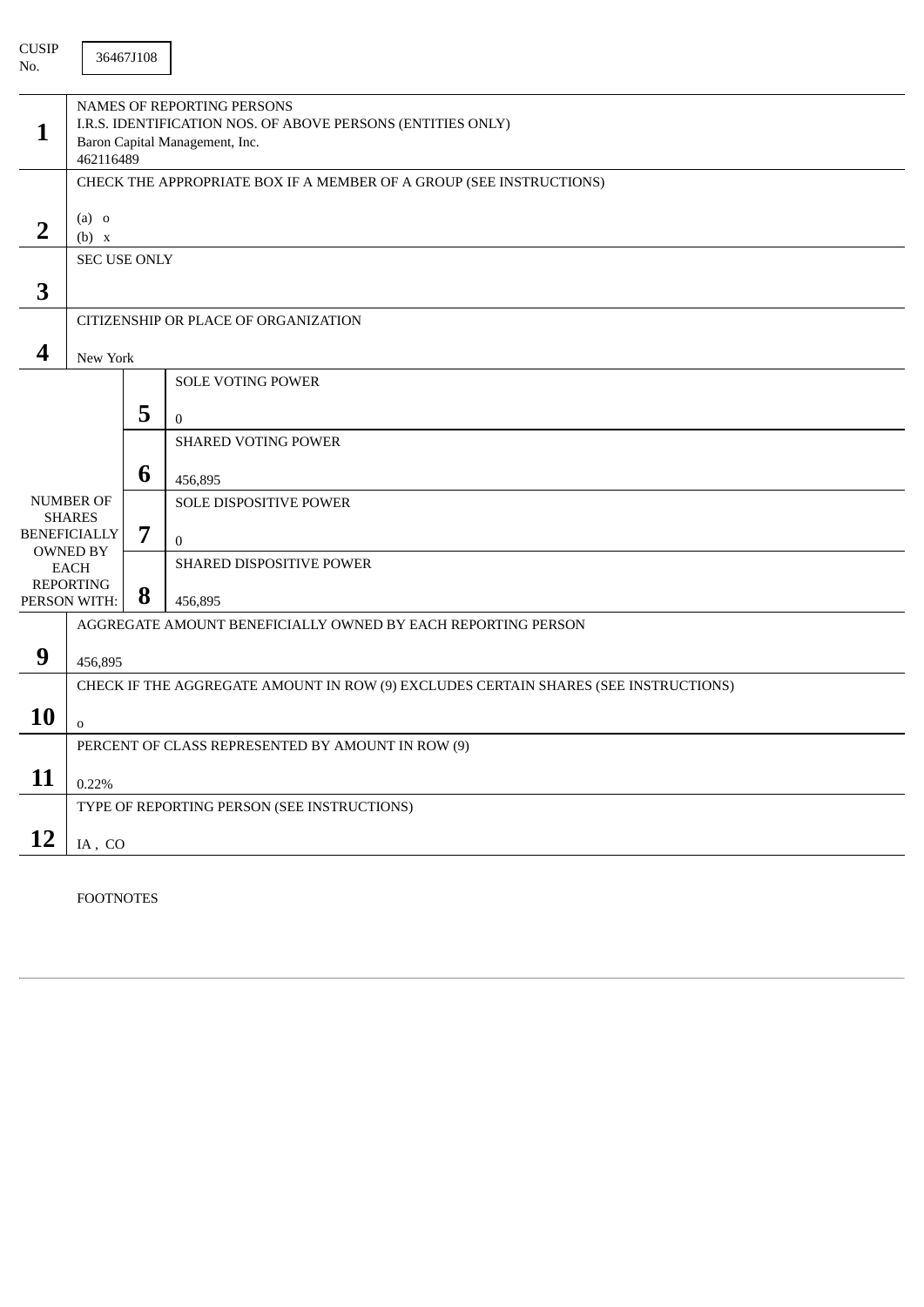CUSIP No. 36467J108

| | | | |
|---|---|---|---|
| **1** | NAMES OF REPORTING PERSONS<br>I.R.S. IDENTIFICATION NOS. OF ABOVE PERSONS (ENTITIES ONLY)<br>Baron Capital Management, Inc.<br>462116489 | | |
| **2** | CHECK THE APPROPRIATE BOX IF A MEMBER OF A GROUP (SEE INSTRUCTIONS)<br><br>(a) o<br>(b) x | | |
| **3** | SEC USE ONLY | | |
| **4** | CITIZENSHIP OR PLACE OF ORGANIZATION<br><br>New York | | |
| NUMBER OF SHARES BENEFICIALLY OWNED BY EACH REPORTING PERSON WITH: | **5** | SOLE VOTING POWER<br><br>0 | |
| | **6** | SHARED VOTING POWER<br><br>456,895 | |
| | **7** | SOLE DISPOSITIVE POWER<br><br>0 | |
| | **8** | SHARED DISPOSITIVE POWER<br><br>456,895 | |
| **9** | AGGREGATE AMOUNT BENEFICIALLY OWNED BY EACH REPORTING PERSON<br><br>456,895 | | |
| **10** | CHECK IF THE AGGREGATE AMOUNT IN ROW (9) EXCLUDES CERTAIN SHARES (SEE INSTRUCTIONS)<br><br>o | | |
| **11** | PERCENT OF CLASS REPRESENTED BY AMOUNT IN ROW (9)<br><br>0.22% | | |
| **12** | TYPE OF REPORTING PERSON (SEE INSTRUCTIONS)<br><br>IA , CO | | |

FOOTNOTES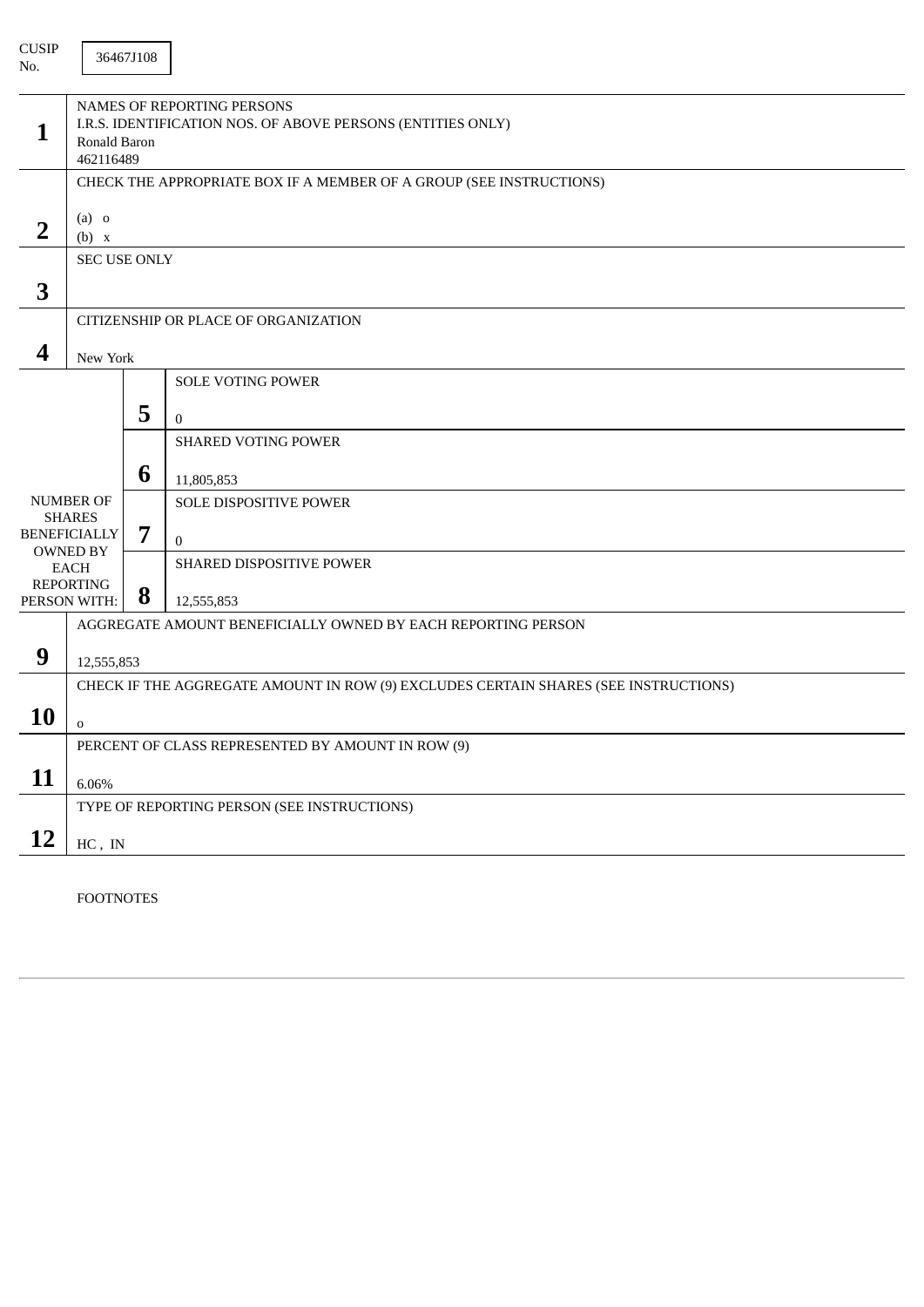CUSIP No. 36467J108

| | | | |
|---|---|---|---|
| **1** | NAMES OF REPORTING PERSONS<br>I.R.S. IDENTIFICATION NOS. OF ABOVE PERSONS (ENTITIES ONLY)<br>Ronald Baron<br>462116489 | | |
| **2** | CHECK THE APPROPRIATE BOX IF A MEMBER OF A GROUP (SEE INSTRUCTIONS)<br><br>(a) o<br>(b) x | | |
| **3** | SEC USE ONLY | | |
| **4** | CITIZENSHIP OR PLACE OF ORGANIZATION<br><br>New York | | |
| NUMBER OF SHARES BENEFICIALLY OWNED BY EACH REPORTING PERSON WITH: | **5** | SOLE VOTING POWER<br><br>0 | |
| | **6** | SHARED VOTING POWER<br><br>11,805,853 | |
| | **7** | SOLE DISPOSITIVE POWER<br><br>0 | |
| | **8** | SHARED DISPOSITIVE POWER<br><br>12,555,853 | |
| **9** | AGGREGATE AMOUNT BENEFICIALLY OWNED BY EACH REPORTING PERSON<br><br>12,555,853 | | |
| **10** | CHECK IF THE AGGREGATE AMOUNT IN ROW (9) EXCLUDES CERTAIN SHARES (SEE INSTRUCTIONS)<br><br>o | | |
| **11** | PERCENT OF CLASS REPRESENTED BY AMOUNT IN ROW (9)<br><br>6.06% | | |
| **12** | TYPE OF REPORTING PERSON (SEE INSTRUCTIONS)<br><br>HC , IN | | |

FOOTNOTES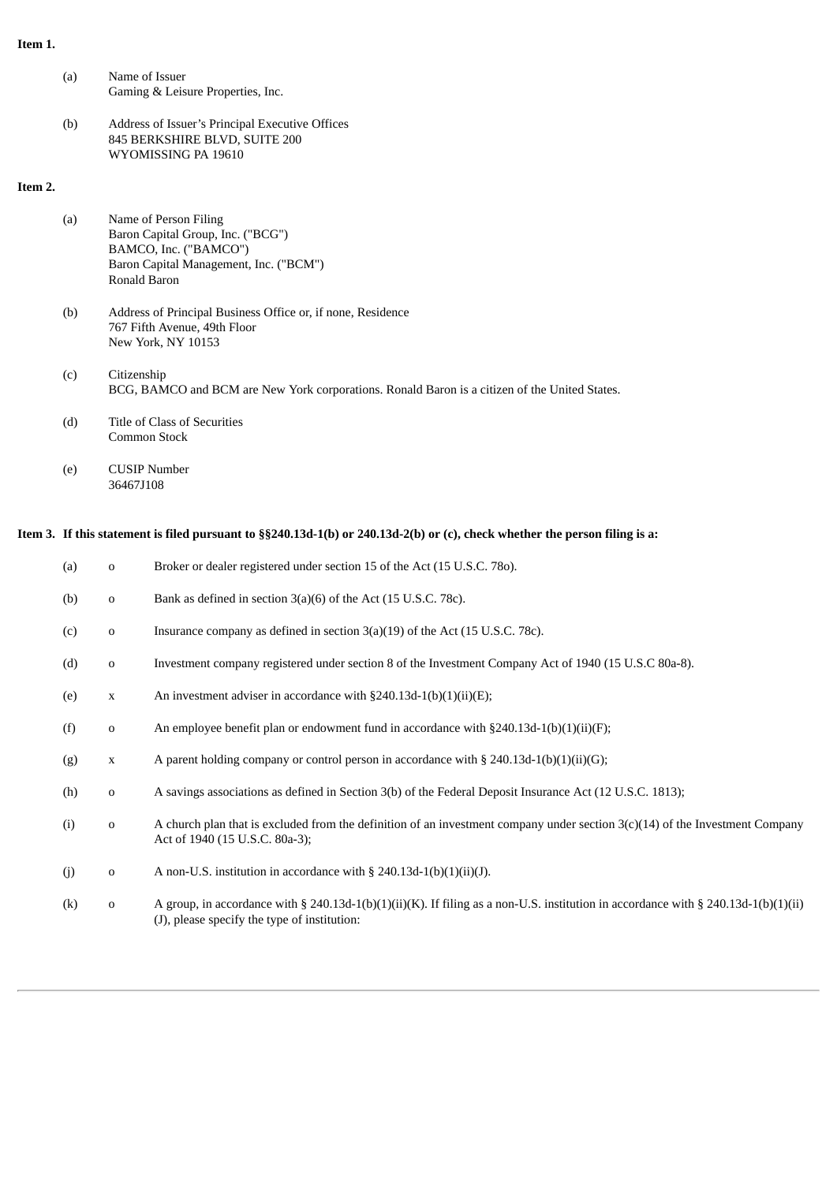**Item 1.**

(a) Name of Issuer
Gaming & Leisure Properties, Inc.

(b) Address of Issuer's Principal Executive Offices
845 BERKSHIRE BLVD, SUITE 200
WYOMISSING PA 19610

**Item 2.**

(a) Name of Person Filing
Baron Capital Group, Inc. ("BCG")
BAMCO, Inc. ("BAMCO")
Baron Capital Management, Inc. ("BCM")
Ronald Baron

(b) Address of Principal Business Office or, if none, Residence
767 Fifth Avenue, 49th Floor
New York, NY 10153

(c) Citizenship
BCG, BAMCO and BCM are New York corporations. Ronald Baron is a citizen of the United States.

(d) Title of Class of Securities
Common Stock

(e) CUSIP Number
36467J108

**Item 3. If this statement is filed pursuant to §§240.13d-1(b) or 240.13d-2(b) or (c), check whether the person filing is a:**

(a) o Broker or dealer registered under section 15 of the Act (15 U.S.C. 78o).

(b) o Bank as defined in section 3(a)(6) of the Act (15 U.S.C. 78c).

(c) o Insurance company as defined in section 3(a)(19) of the Act (15 U.S.C. 78c).

(d) o Investment company registered under section 8 of the Investment Company Act of 1940 (15 U.S.C 80a-8).

(e) x An investment adviser in accordance with §240.13d-1(b)(1)(ii)(E);

(f) o An employee benefit plan or endowment fund in accordance with §240.13d-1(b)(1)(ii)(F);

(g) x A parent holding company or control person in accordance with § 240.13d-1(b)(1)(ii)(G);

(h) o A savings associations as defined in Section 3(b) of the Federal Deposit Insurance Act (12 U.S.C. 1813);

(i) o A church plan that is excluded from the definition of an investment company under section 3(c)(14) of the Investment Company Act of 1940 (15 U.S.C. 80a-3);

(j) o A non-U.S. institution in accordance with § 240.13d-1(b)(1)(ii)(J).

(k) o A group, in accordance with § 240.13d-1(b)(1)(ii)(K). If filing as a non-U.S. institution in accordance with § 240.13d-1(b)(1)(ii)(J), please specify the type of institution: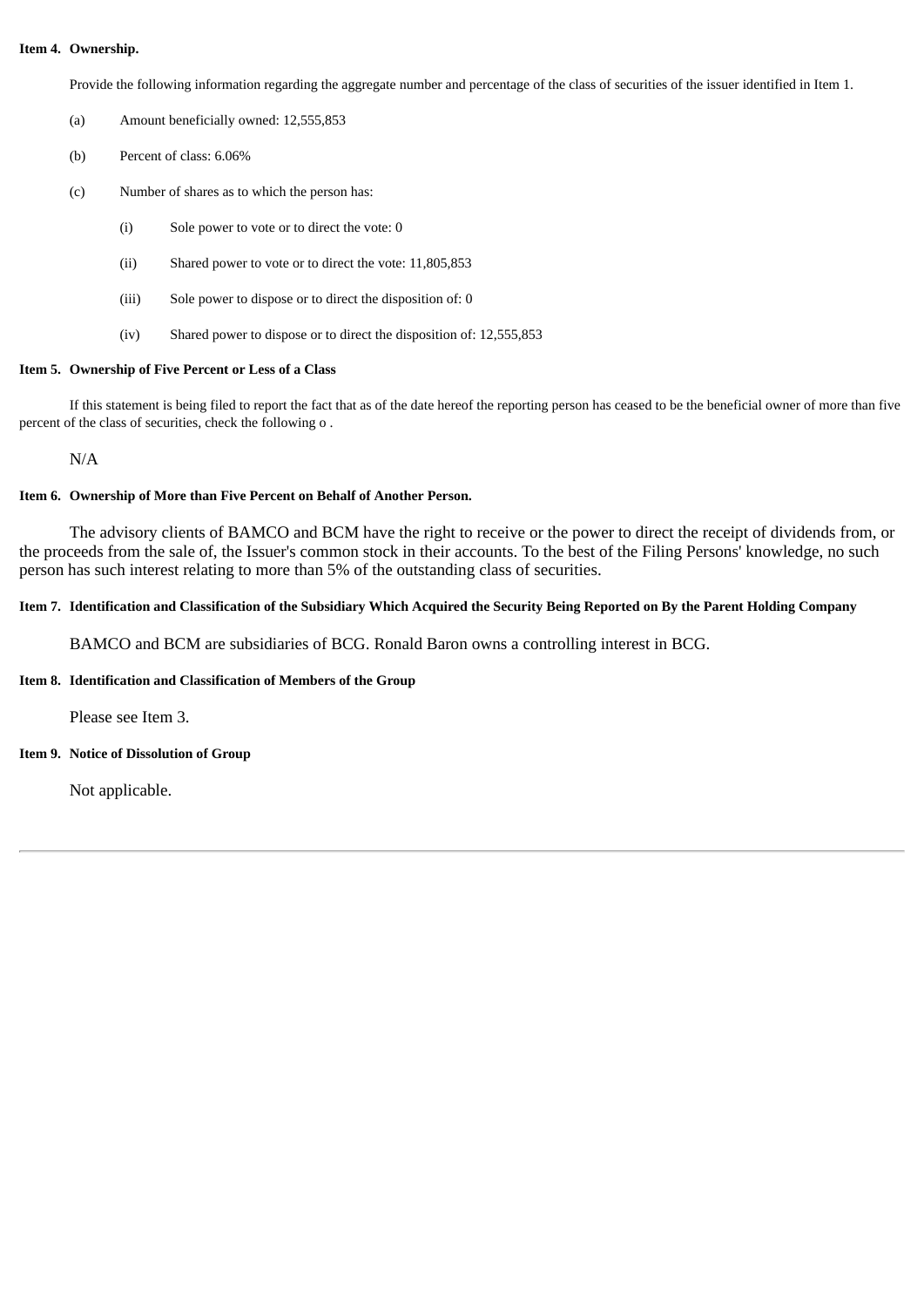**Item 4. Ownership.**

Provide the following information regarding the aggregate number and percentage of the class of securities of the issuer identified in Item 1.

(a) Amount beneficially owned: 12,555,853

(b) Percent of class: 6.06%

(c) Number of shares as to which the person has:

(i) Sole power to vote or to direct the vote: 0

(ii) Shared power to vote or to direct the vote: 11,805,853

(iii) Sole power to dispose or to direct the disposition of: 0

(iv) Shared power to dispose or to direct the disposition of: 12,555,853

**Item 5. Ownership of Five Percent or Less of a Class**

If this statement is being filed to report the fact that as of the date hereof the reporting person has ceased to be the beneficial owner of more than five percent of the class of securities, check the following o .

N/A

**Item 6. Ownership of More than Five Percent on Behalf of Another Person.**

The advisory clients of BAMCO and BCM have the right to receive or the power to direct the receipt of dividends from, or the proceeds from the sale of, the Issuer's common stock in their accounts. To the best of the Filing Persons' knowledge, no such person has such interest relating to more than 5% of the outstanding class of securities.

**Item 7. Identification and Classification of the Subsidiary Which Acquired the Security Being Reported on By the Parent Holding Company**

BAMCO and BCM are subsidiaries of BCG. Ronald Baron owns a controlling interest in BCG.

**Item 8. Identification and Classification of Members of the Group**

Please see Item 3.

**Item 9. Notice of Dissolution of Group**

Not applicable.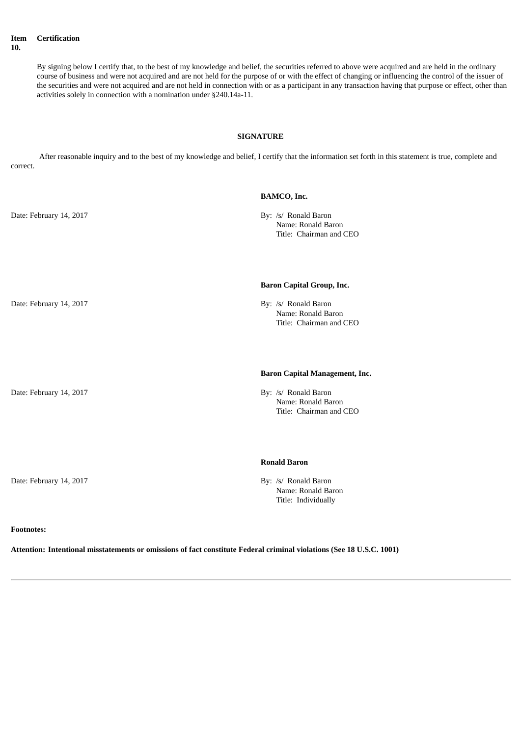**Item 10. Certification**

By signing below I certify that, to the best of my knowledge and belief, the securities referred to above were acquired and are held in the ordinary course of business and were not acquired and are not held for the purpose of or with the effect of changing or influencing the control of the issuer of the securities and were not acquired and are not held in connection with or as a participant in any transaction having that purpose or effect, other than activities solely in connection with a nomination under §240.14a-11.

**SIGNATURE**

After reasonable inquiry and to the best of my knowledge and belief, I certify that the information set forth in this statement is true, complete and correct.

**BAMCO, Inc.**

Date: February 14, 2017

By: /s/ Ronald Baron
Name: Ronald Baron
Title: Chairman and CEO

**Baron Capital Group, Inc.**

Date: February 14, 2017

By: /s/ Ronald Baron
Name: Ronald Baron
Title: Chairman and CEO

**Baron Capital Management, Inc.**

Date: February 14, 2017

By: /s/ Ronald Baron
Name: Ronald Baron
Title: Chairman and CEO

**Ronald Baron**

Date: February 14, 2017

By: /s/ Ronald Baron
Name: Ronald Baron
Title: Individually

**Footnotes:**

**Attention: Intentional misstatements or omissions of fact constitute Federal criminal violations (See 18 U.S.C. 1001)**